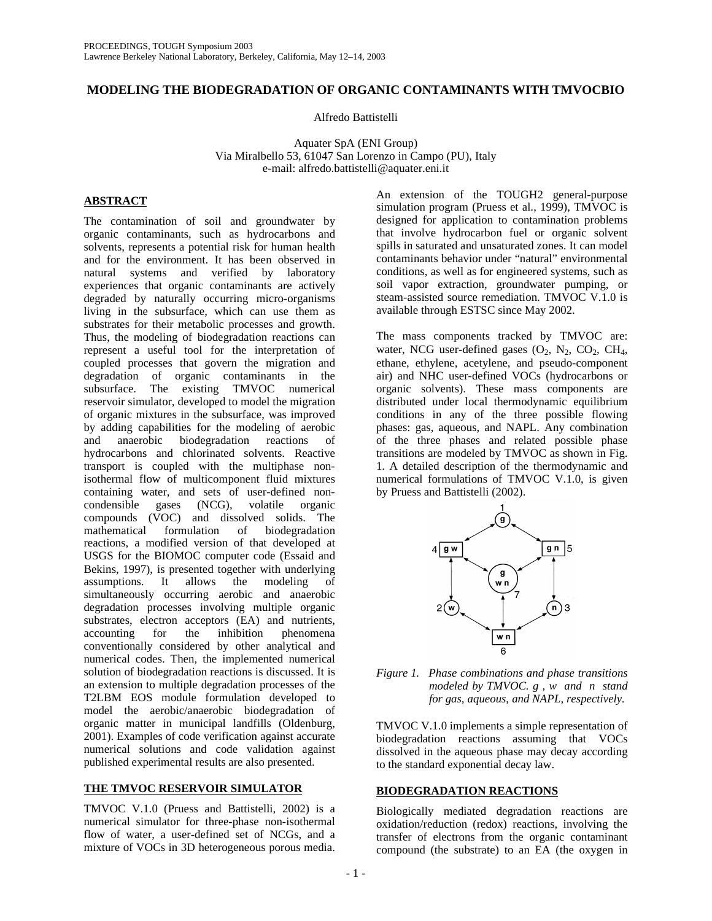# MODELING THE BIODEGRADATION OF ORGANIC CONTAMINANTS WITH TMVOCBIO

Alfredo Battistelli

Aquater SpA (ENI Group)
Via Miralbello 53, 61047 San Lorenzo in Campo (PU), Italy
e-mail: alfredo.battistelli@aquater.eni.it

## ABSTRACT

The contamination of soil and groundwater by organic contaminants, such as hydrocarbons and solvents, represents a potential risk for human health and for the environment. It has been observed in natural systems and verified by laboratory experiences that organic contaminants are actively degraded by naturally occurring micro-organisms living in the subsurface, which can use them as substrates for their metabolic processes and growth. Thus, the modeling of biodegradation reactions can represent a useful tool for the interpretation of coupled processes that govern the migration and degradation of organic contaminants in the subsurface. The existing TMVOC numerical reservoir simulator, developed to model the migration of organic mixtures in the subsurface, was improved by adding capabilities for the modeling of aerobic and anaerobic biodegradation reactions of hydrocarbons and chlorinated solvents. Reactive transport is coupled with the multiphase non-isothermal flow of multicomponent fluid mixtures containing water, and sets of user-defined non-condensible gases (NCG), volatile organic compounds (VOC) and dissolved solids. The mathematical formulation of biodegradation reactions, a modified version of that developed at USGS for the BIOMOC computer code (Essaid and Bekins, 1997), is presented together with underlying assumptions. It allows the modeling of simultaneously occurring aerobic and anaerobic degradation processes involving multiple organic substrates, electron acceptors (EA) and nutrients, accounting for the inhibition phenomena conventionally considered by other analytical and numerical codes. Then, the implemented numerical solution of biodegradation reactions is discussed. It is an extension to multiple degradation processes of the T2LBM EOS module formulation developed to model the aerobic/anaerobic biodegradation of organic matter in municipal landfills (Oldenburg, 2001). Examples of code verification against accurate numerical solutions and code validation against published experimental results are also presented.

## THE TMVOC RESERVOIR SIMULATOR

TMVOC V.1.0 (Pruess and Battistelli, 2002) is a numerical simulator for three-phase non-isothermal flow of water, a user-defined set of NCGs, and a mixture of VOCs in 3D heterogeneous porous media. An extension of the TOUGH2 general-purpose simulation program (Pruess et al., 1999), TMVOC is designed for application to contamination problems that involve hydrocarbon fuel or organic solvent spills in saturated and unsaturated zones. It can model contaminants behavior under "natural" environmental conditions, as well as for engineered systems, such as soil vapor extraction, groundwater pumping, or steam-assisted source remediation. TMVOC V.1.0 is available through ESTSC since May 2002.

The mass components tracked by TMVOC are: water, NCG user-defined gases ($O_2$, $N_2$, $CO_2$, $CH_4$, ethane, ethylene, acetylene, and pseudo-component air) and NHC user-defined VOCs (hydrocarbons or organic solvents). These mass components are distributed under local thermodynamic equilibrium conditions in any of the three possible flowing phases: gas, aqueous, and NAPL. Any combination of the three phases and related possible phase transitions are modeled by TMVOC as shown in Fig. 1. A detailed description of the thermodynamic and numerical formulations of TMVOC V.1.0, is given by Pruess and Battistelli (2002).

*Figure 1. Phase combinations and phase transitions modeled by TMVOC. g , w and n stand for gas, aqueous, and NAPL, respectively.*

TMVOC V.1.0 implements a simple representation of biodegradation reactions assuming that VOCs dissolved in the aqueous phase may decay according to the standard exponential decay law.

## BIODEGRADATION REACTIONS

Biologically mediated degradation reactions are oxidation/reduction (redox) reactions, involving the transfer of electrons from the organic contaminant compound (the substrate) to an EA (the oxygen in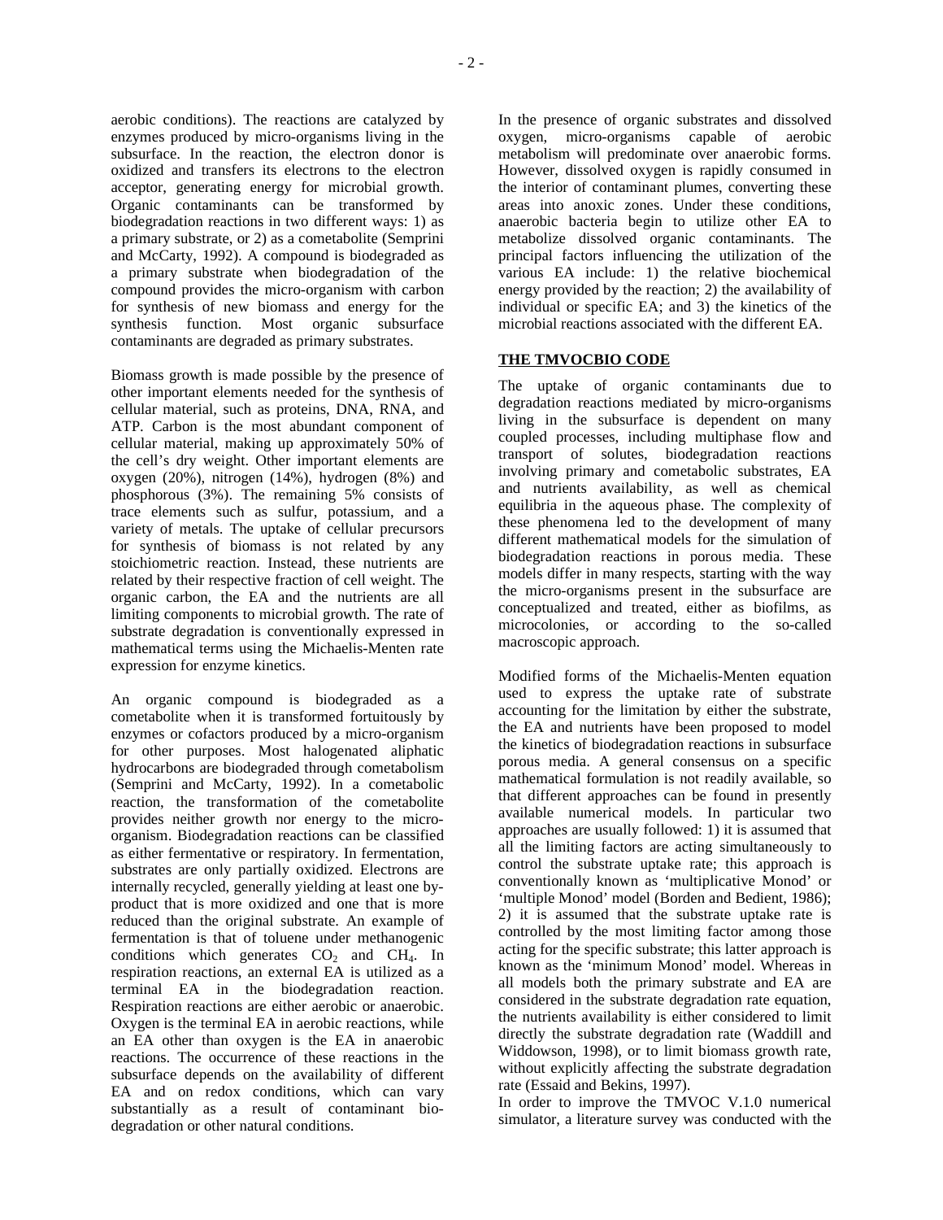aerobic conditions). The reactions are catalyzed by enzymes produced by micro-organisms living in the subsurface. In the reaction, the electron donor is oxidized and transfers its electrons to the electron acceptor, generating energy for microbial growth. Organic contaminants can be transformed by biodegradation reactions in two different ways: 1) as a primary substrate, or 2) as a cometabolite (Semprini and McCarty, 1992). A compound is biodegraded as a primary substrate when biodegradation of the compound provides the micro-organism with carbon for synthesis of new biomass and energy for the synthesis function. Most organic subsurface contaminants are degraded as primary substrates.

Biomass growth is made possible by the presence of other important elements needed for the synthesis of cellular material, such as proteins, DNA, RNA, and ATP. Carbon is the most abundant component of cellular material, making up approximately 50% of the cell's dry weight. Other important elements are oxygen (20%), nitrogen (14%), hydrogen (8%) and phosphorous (3%). The remaining 5% consists of trace elements such as sulfur, potassium, and a variety of metals. The uptake of cellular precursors for synthesis of biomass is not related by any stoichiometric reaction. Instead, these nutrients are related by their respective fraction of cell weight. The organic carbon, the EA and the nutrients are all limiting components to microbial growth. The rate of substrate degradation is conventionally expressed in mathematical terms using the Michaelis-Menten rate expression for enzyme kinetics.

An organic compound is biodegraded as a cometabolite when it is transformed fortuitously by enzymes or cofactors produced by a micro-organism for other purposes. Most halogenated aliphatic hydrocarbons are biodegraded through cometabolism (Semprini and McCarty, 1992). In a cometabolic reaction, the transformation of the cometabolite provides neither growth nor energy to the micro-organism. Biodegradation reactions can be classified as either fermentative or respiratory. In fermentation, substrates are only partially oxidized. Electrons are internally recycled, generally yielding at least one by-product that is more oxidized and one that is more reduced than the original substrate. An example of fermentation is that of toluene under methanogenic conditions which generates $CO_2$ and $CH_4$. In respiration reactions, an external EA is utilized as a terminal EA in the biodegradation reaction. Respiration reactions are either aerobic or anaerobic. Oxygen is the terminal EA in aerobic reactions, while an EA other than oxygen is the EA in anaerobic reactions. The occurrence of these reactions in the subsurface depends on the availability of different EA and on redox conditions, which can vary substantially as a result of contaminant bio-degradation or other natural conditions.

In the presence of organic substrates and dissolved oxygen, micro-organisms capable of aerobic metabolism will predominate over anaerobic forms. However, dissolved oxygen is rapidly consumed in the interior of contaminant plumes, converting these areas into anoxic zones. Under these conditions, anaerobic bacteria begin to utilize other EA to metabolize dissolved organic contaminants. The principal factors influencing the utilization of the various EA include: 1) the relative biochemical energy provided by the reaction; 2) the availability of individual or specific EA; and 3) the kinetics of the microbial reactions associated with the different EA.

## THE TMVOCBIO CODE

The uptake of organic contaminants due to degradation reactions mediated by micro-organisms living in the subsurface is dependent on many coupled processes, including multiphase flow and transport of solutes, biodegradation reactions involving primary and cometabolic substrates, EA and nutrients availability, as well as chemical equilibria in the aqueous phase. The complexity of these phenomena led to the development of many different mathematical models for the simulation of biodegradation reactions in porous media. These models differ in many respects, starting with the way the micro-organisms present in the subsurface are conceptualized and treated, either as biofilms, as microcolonies, or according to the so-called macroscopic approach.

Modified forms of the Michaelis-Menten equation used to express the uptake rate of substrate accounting for the limitation by either the substrate, the EA and nutrients have been proposed to model the kinetics of biodegradation reactions in subsurface porous media. A general consensus on a specific mathematical formulation is not readily available, so that different approaches can be found in presently available numerical models. In particular two approaches are usually followed: 1) it is assumed that all the limiting factors are acting simultaneously to control the substrate uptake rate; this approach is conventionally known as 'multiplicative Monod' or 'multiple Monod' model (Borden and Bedient, 1986); 2) it is assumed that the substrate uptake rate is controlled by the most limiting factor among those acting for the specific substrate; this latter approach is known as the 'minimum Monod' model. Whereas in all models both the primary substrate and EA are considered in the substrate degradation rate equation, the nutrients availability is either considered to limit directly the substrate degradation rate (Waddill and Widdowson, 1998), or to limit biomass growth rate, without explicitly affecting the substrate degradation rate (Essaid and Bekins, 1997).

In order to improve the TMVOC V.1.0 numerical simulator, a literature survey was conducted with the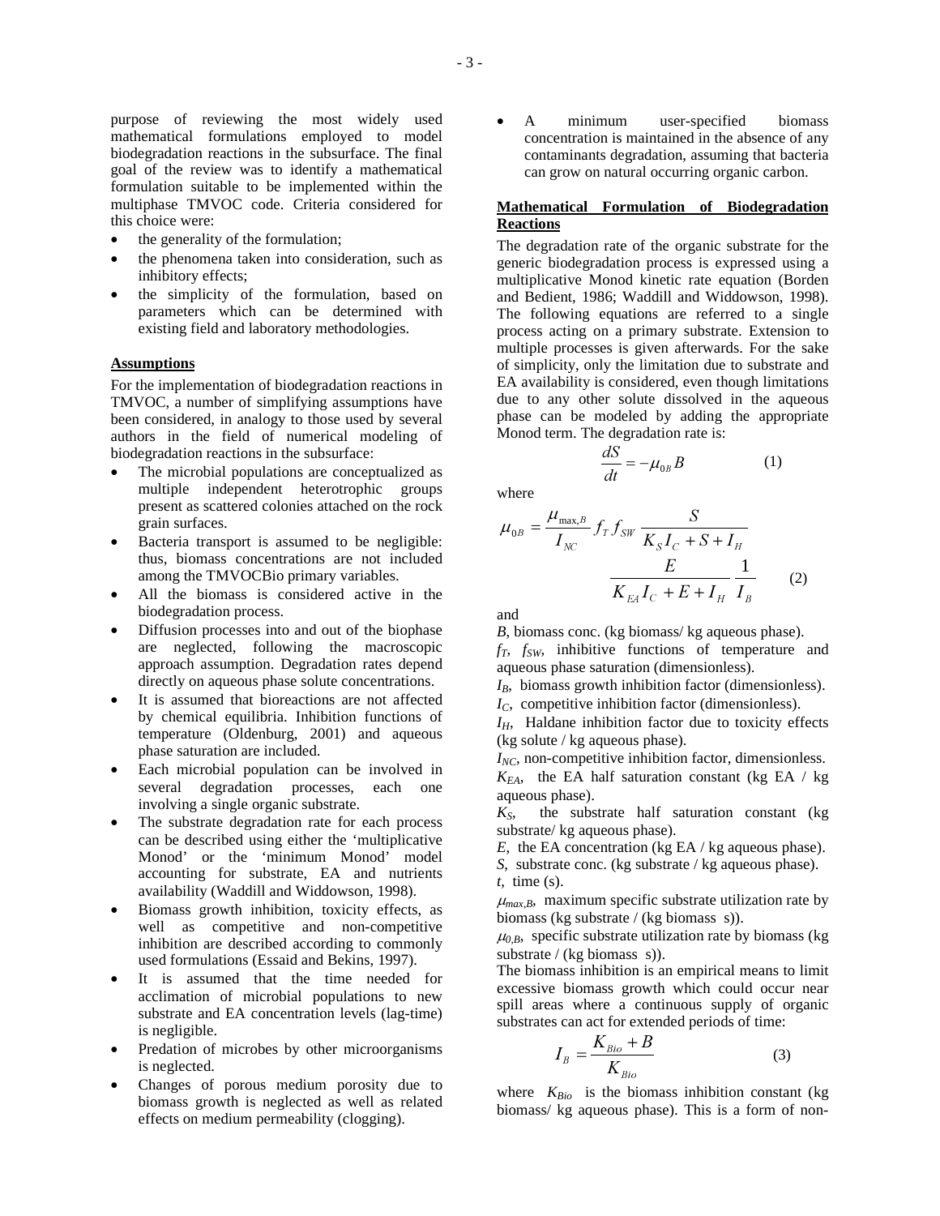purpose of reviewing the most widely used mathematical formulations employed to model biodegradation reactions in the subsurface. The final goal of the review was to identify a mathematical formulation suitable to be implemented within the multiphase TMVOC code. Criteria considered for this choice were:

- the generality of the formulation;
- the phenomena taken into consideration, such as inhibitory effects;
- the simplicity of the formulation, based on parameters which can be determined with existing field and laboratory methodologies.

## Assumptions

For the implementation of biodegradation reactions in TMVOC, a number of simplifying assumptions have been considered, in analogy to those used by several authors in the field of numerical modeling of biodegradation reactions in the subsurface:

- The microbial populations are conceptualized as multiple independent heterotrophic groups present as scattered colonies attached on the rock grain surfaces.
- Bacteria transport is assumed to be negligible: thus, biomass concentrations are not included among the TMVOCBio primary variables.
- All the biomass is considered active in the biodegradation process.
- Diffusion processes into and out of the biophase are neglected, following the macroscopic approach assumption. Degradation rates depend directly on aqueous phase solute concentrations.
- It is assumed that bioreactions are not affected by chemical equilibria. Inhibition functions of temperature (Oldenburg, 2001) and aqueous phase saturation are included.
- Each microbial population can be involved in several degradation processes, each one involving a single organic substrate.
- The substrate degradation rate for each process can be described using either the 'multiplicative Monod' or the 'minimum Monod' model accounting for substrate, EA and nutrients availability (Waddill and Widdowson, 1998).
- Biomass growth inhibition, toxicity effects, as well as competitive and non-competitive inhibition are described according to commonly used formulations (Essaid and Bekins, 1997).
- It is assumed that the time needed for acclimation of microbial populations to new substrate and EA concentration levels (lag-time) is negligible.
- Predation of microbes by other microorganisms is neglected.
- Changes of porous medium porosity due to biomass growth is neglected as well as related effects on medium permeability (clogging).
- A minimum user-specified biomass concentration is maintained in the absence of any contaminants degradation, assuming that bacteria can grow on natural occurring organic carbon.

## Mathematical Formulation of Biodegradation Reactions

The degradation rate of the organic substrate for the generic biodegradation process is expressed using a multiplicative Monod kinetic rate equation (Borden and Bedient, 1986; Waddill and Widdowson, 1998). The following equations are referred to a single process acting on a primary substrate. Extension to multiple processes is given afterwards. For the sake of simplicity, only the limitation due to substrate and EA availability is considered, even though limitations due to any other solute dissolved in the aqueous phase can be modeled by adding the appropriate Monod term. The degradation rate is:

$$\frac{dS}{dt} = -\mu_{0B} B \qquad (1)$$

where

$$\mu_{0B} = \frac{\mu_{\max,B}}{I_{NC}} f_T f_{SW} \frac{S}{K_S I_C + S + I_H} \frac{E}{K_{EA} I_C + E + I_H} \frac{1}{I_B} \qquad (2)$$

and

$B$, biomass conc. (kg biomass/ kg aqueous phase).

$f_T$, $f_{SW}$, inhibitive functions of temperature and aqueous phase saturation (dimensionless).

$I_B$, biomass growth inhibition factor (dimensionless).

$I_C$, competitive inhibition factor (dimensionless).

$I_H$, Haldane inhibition factor due to toxicity effects (kg solute / kg aqueous phase).

$I_{NC}$, non-competitive inhibition factor, dimensionless.

$K_{EA}$, the EA half saturation constant (kg EA / kg aqueous phase).

$K_S$, the substrate half saturation constant (kg substrate/ kg aqueous phase).

$E$, the EA concentration (kg EA / kg aqueous phase).

$S$, substrate conc. (kg substrate / kg aqueous phase).

$t$, time (s).

$\mu_{max,B}$, maximum specific substrate utilization rate by biomass (kg substrate / (kg biomass s)).

$\mu_{0,B}$, specific substrate utilization rate by biomass (kg substrate / (kg biomass s)).

The biomass inhibition is an empirical means to limit excessive biomass growth which could occur near spill areas where a continuous supply of organic substrates can act for extended periods of time:

$$I_B = \frac{K_{Bio} + B}{K_{Bio}} \qquad (3)$$

where $K_{Bio}$ is the biomass inhibition constant (kg biomass/ kg aqueous phase). This is a form of non-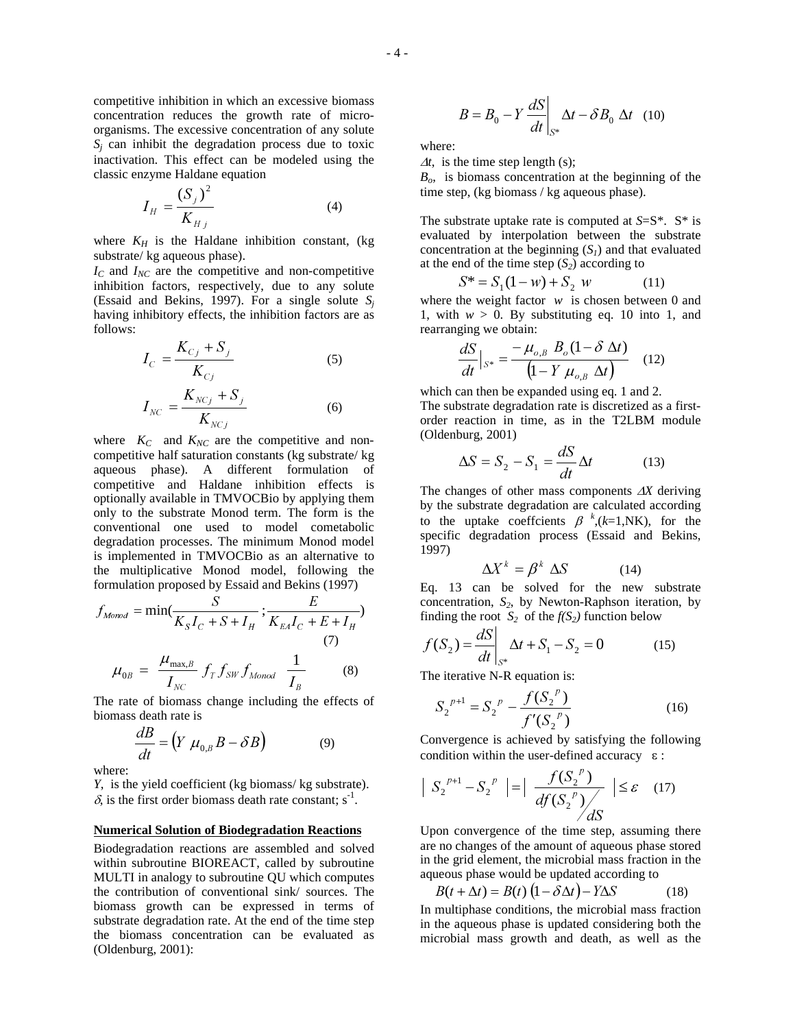competitive inhibition in which an excessive biomass concentration reduces the growth rate of micro-organisms. The excessive concentration of any solute $S_j$ can inhibit the degradation process due to toxic inactivation. This effect can be modeled using the classic enzyme Haldane equation

$$I_H = \frac{(S_j)^2}{K_{H\,j}} \qquad (4)$$

where $K_H$ is the Haldane inhibition constant, (kg substrate/ kg aqueous phase).

$I_C$ and $I_{NC}$ are the competitive and non-competitive inhibition factors, respectively, due to any solute (Essaid and Bekins, 1997). For a single solute $S_j$ having inhibitory effects, the inhibition factors are as follows:

$$I_C = \frac{K_{Cj} + S_j}{K_{Cj}} \qquad (5)$$

$$I_{NC} = \frac{K_{NCj} + S_j}{K_{NCj}} \qquad (6)$$

where $K_C$ and $K_{NC}$ are the competitive and non-competitive half saturation constants (kg substrate/ kg aqueous phase). A different formulation of competitive and Haldane inhibition effects is optionally available in TMVOCBio by applying them only to the substrate Monod term. The form is the conventional one used to model cometabolic degradation processes. The minimum Monod model is implemented in TMVOCBio as an alternative to the multiplicative Monod model, following the formulation proposed by Essaid and Bekins (1997)

$$f_{Monod} = \min\left(\frac{S}{K_S I_C + S + I_H} ; \frac{E}{K_{EA} I_C + E + I_H}\right) \qquad (7)$$

$$\mu_{0B} = \frac{\mu_{\max,B}}{I_{NC}} f_T f_{SW} f_{Monod} \frac{1}{I_B} \qquad (8)$$

The rate of biomass change including the effects of biomass death rate is

$$\frac{dB}{dt} = \left(Y \mu_{0,B} B - \delta B\right) \qquad (9)$$

where:

$Y$, is the yield coefficient (kg biomass/ kg substrate).

$\delta$, is the first order biomass death rate constant; $s^{-1}$.

## Numerical Solution of Biodegradation Reactions

Biodegradation reactions are assembled and solved within subroutine BIOREACT, called by subroutine MULTI in analogy to subroutine QU which computes the contribution of conventional sink/ sources. The biomass growth can be expressed in terms of substrate degradation rate. At the end of the time step the biomass concentration can be evaluated as (Oldenburg, 2001):

$$B = B_0 - Y \left.\frac{dS}{dt}\right|_{S^*} \Delta t - \delta B_0 \, \Delta t \quad (10)$$

where:

$\Delta t$, is the time step length (s);

$B_o$, is biomass concentration at the beginning of the time step, (kg biomass / kg aqueous phase).

The substrate uptake rate is computed at $S$=S\*. S\* is evaluated by interpolation between the substrate concentration at the beginning ($S_1$) and that evaluated at the end of the time step ($S_2$) according to

$$S^* = S_1(1 - w) + S_2 \, w \qquad (11)$$

where the weight factor $w$ is chosen between 0 and 1, with $w > 0$. By substituting eq. 10 into 1, and rearranging we obtain:

$$\left.\frac{dS}{dt}\right|_{S^*} = \frac{-\mu_{o,B} \, B_o (1 - \delta \, \Delta t)}{\left(1 - Y \, \mu_{o,B} \, \Delta t\right)} \quad (12)$$

which can then be expanded using eq. 1 and 2.

The substrate degradation rate is discretized as a first-order reaction in time, as in the T2LBM module (Oldenburg, 2001)

$$\Delta S = S_2 - S_1 = \frac{dS}{dt} \Delta t \qquad (13)$$

The changes of other mass components $\Delta X$ deriving by the substrate degradation are calculated according to the uptake coeffcients $\beta^{\,k}$,($k$=1,NK), for the specific degradation process (Essaid and Bekins, 1997)

$$\Delta X^k = \beta^k \, \Delta S \qquad (14)$$

Eq. 13 can be solved for the new substrate concentration, $S_2$, by Newton-Raphson iteration, by finding the root $S_2$ of the $f(S_2)$ function below

$$f(S_2) = \left.\frac{dS}{dt}\right|_{S^*} \Delta t + S_1 - S_2 = 0 \qquad (15)$$

The iterative N-R equation is:

$$S_2^{\,p+1} = S_2^{\,p} - \frac{f(S_2^{\,p})}{f'(S_2^{\,p})} \qquad (16)$$

Convergence is achieved by satisfying the following condition within the user-defined accuracy $\varepsilon$ :

$$\left| S_2^{\,p+1} - S_2^{\,p} \right| = \left| \frac{f(S_2^{\,p})}{df(S_2^{\,p}) \big/ dS} \right| \le \varepsilon \quad (17)$$

Upon convergence of the time step, assuming there are no changes of the amount of aqueous phase stored in the grid element, the microbial mass fraction in the aqueous phase would be updated according to

$$B(t + \Delta t) = B(t) \left(1 - \delta \Delta t\right) - Y \Delta S \qquad (18)$$

In multiphase conditions, the microbial mass fraction in the aqueous phase is updated considering both the microbial mass growth and death, as well as the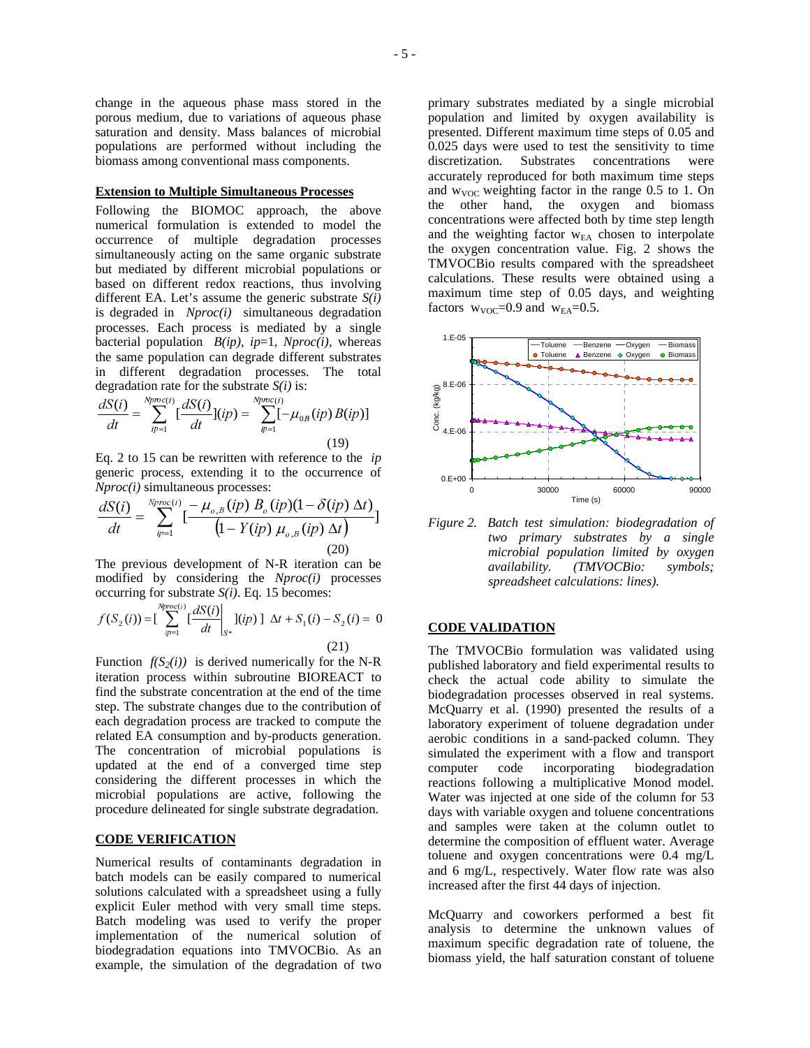change in the aqueous phase mass stored in the porous medium, due to variations of aqueous phase saturation and density. Mass balances of microbial populations are performed without including the biomass among conventional mass components.

### Extension to Multiple Simultaneous Processes

Following the BIOMOC approach, the above numerical formulation is extended to model the occurrence of multiple degradation processes simultaneously acting on the same organic substrate but mediated by different microbial populations or based on different redox reactions, thus involving different EA. Let's assume the generic substrate $S(i)$ is degraded in $Nproc(i)$ simultaneous degradation processes. Each process is mediated by a single bacterial population $B(ip)$, $ip$=1, $Nproc(i)$, whereas the same population can degrade different substrates in different degradation processes. The total degradation rate for the substrate $S(i)$ is:

$$\frac{dS(i)}{dt} = \sum_{ip=1}^{Nproc(i)} [\frac{dS(i)}{dt}](ip) = \sum_{ip=1}^{Nproc(i)} [-\mu_{0B}(ip)\, B(ip)] \tag{19}$$

Eq. 2 to 15 can be rewritten with reference to the $ip$ generic process, extending it to the occurrence of $Nproc(i)$ simultaneous processes:

$$\frac{dS(i)}{dt} = \sum_{ip=1}^{Nproc(i)} [\frac{-\mu_{o,B}(ip)\; B_o(ip)(1-\delta(ip)\;\Delta t)}{\left(1 - Y(ip)\;\mu_{o,B}(ip)\;\Delta t\right)}] \tag{20}$$

The previous development of N-R iteration can be modified by considering the $Nproc(i)$ processes occurring for substrate $S(i)$. Eq. 15 becomes:

$$f(S_2(i)) = [\sum_{ip=1}^{Nproc(i)} [\left.\frac{dS(i)}{dt}\right|_{S^*}](ip)\,]\;\Delta t + S_1(i) - S_2(i) = 0 \tag{21}$$

Function $f(S_2(i))$ is derived numerically for the N-R iteration process within subroutine BIOREACT to find the substrate concentration at the end of the time step. The substrate changes due to the contribution of each degradation process are tracked to compute the related EA consumption and by-products generation. The concentration of microbial populations is updated at the end of a converged time step considering the different processes in which the microbial populations are active, following the procedure delineated for single substrate degradation.

## CODE VERIFICATION

Numerical results of contaminants degradation in batch models can be easily compared to numerical solutions calculated with a spreadsheet using a fully explicit Euler method with very small time steps. Batch modeling was used to verify the proper implementation of the numerical solution of biodegradation equations into TMVOCBio. As an example, the simulation of the degradation of two primary substrates mediated by a single microbial population and limited by oxygen availability is presented. Different maximum time steps of 0.05 and 0.025 days were used to test the sensitivity to time discretization. Substrates concentrations were accurately reproduced for both maximum time steps and $w_{VOC}$ weighting factor in the range 0.5 to 1. On the other hand, the oxygen and biomass concentrations were affected both by time step length and the weighting factor $w_{EA}$ chosen to interpolate the oxygen concentration value. Fig. 2 shows the TMVOCBio results compared with the spreadsheet calculations. These results were obtained using a maximum time step of 0.05 days, and weighting factors $w_{VOC}$=0.9 and $w_{EA}$=0.5.

*Figure 2. Batch test simulation: biodegradation of two primary substrates by a single microbial population limited by oxygen availability. (TMVOCBio: symbols; spreadsheet calculations: lines).*

## CODE VALIDATION

The TMVOCBio formulation was validated using published laboratory and field experimental results to check the actual code ability to simulate the biodegradation processes observed in real systems. McQuarry et al. (1990) presented the results of a laboratory experiment of toluene degradation under aerobic conditions in a sand-packed column. They simulated the experiment with a flow and transport computer code incorporating biodegradation reactions following a multiplicative Monod model. Water was injected at one side of the column for 53 days with variable oxygen and toluene concentrations and samples were taken at the column outlet to determine the composition of effluent water. Average toluene and oxygen concentrations were 0.4 mg/L and 6 mg/L, respectively. Water flow rate was also increased after the first 44 days of injection.

McQuarry and coworkers performed a best fit analysis to determine the unknown values of maximum specific degradation rate of toluene, the biomass yield, the half saturation constant of toluene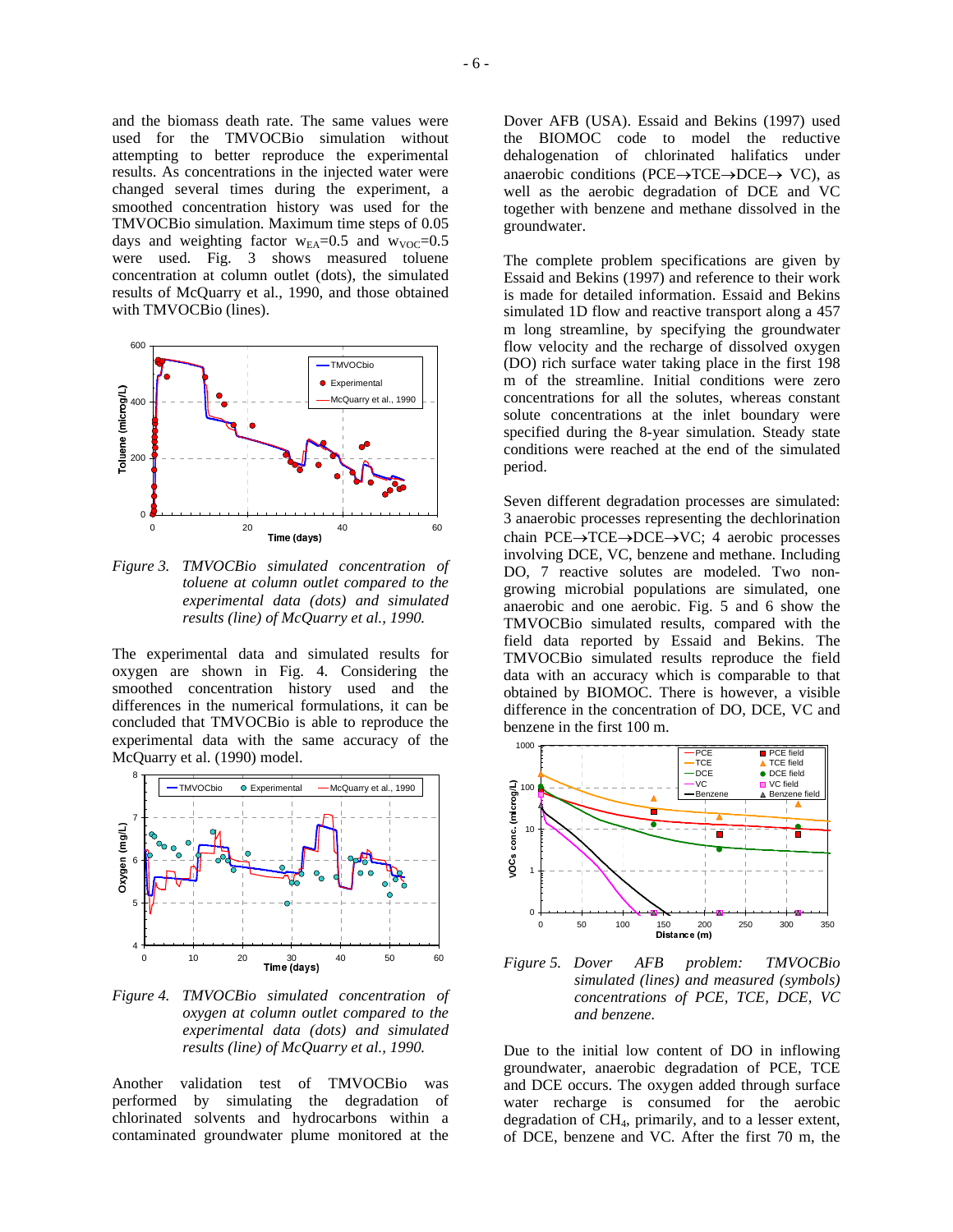and the biomass death rate. The same values were used for the TMVOCBio simulation without attempting to better reproduce the experimental results. As concentrations in the injected water were changed several times during the experiment, a smoothed concentration history was used for the TMVOCBio simulation. Maximum time steps of 0.05 days and weighting factor $w_{EA}$=0.5 and $w_{VOC}$=0.5 were used. Fig. 3 shows measured toluene concentration at column outlet (dots), the simulated results of McQuarry et al., 1990, and those obtained with TMVOCBio (lines).

*Figure 3. TMVOCBio simulated concentration of toluene at column outlet compared to the experimental data (dots) and simulated results (line) of McQuarry et al., 1990.*

The experimental data and simulated results for oxygen are shown in Fig. 4. Considering the smoothed concentration history used and the differences in the numerical formulations, it can be concluded that TMVOCBio is able to reproduce the experimental data with the same accuracy of the McQuarry et al. (1990) model.

*Figure 4. TMVOCBio simulated concentration of oxygen at column outlet compared to the experimental data (dots) and simulated results (line) of McQuarry et al., 1990.*

Another validation test of TMVOCBio was performed by simulating the degradation of chlorinated solvents and hydrocarbons within a contaminated groundwater plume monitored at the Dover AFB (USA). Essaid and Bekins (1997) used the BIOMOC code to model the reductive dehalogenation of chlorinated halifatics under anaerobic conditions (PCE→TCE→DCE→ VC), as well as the aerobic degradation of DCE and VC together with benzene and methane dissolved in the groundwater.

The complete problem specifications are given by Essaid and Bekins (1997) and reference to their work is made for detailed information. Essaid and Bekins simulated 1D flow and reactive transport along a 457 m long streamline, by specifying the groundwater flow velocity and the recharge of dissolved oxygen (DO) rich surface water taking place in the first 198 m of the streamline. Initial conditions were zero concentrations for all the solutes, whereas constant solute concentrations at the inlet boundary were specified during the 8-year simulation. Steady state conditions were reached at the end of the simulated period.

Seven different degradation processes are simulated: 3 anaerobic processes representing the dechlorination chain PCE→TCE→DCE→VC; 4 aerobic processes involving DCE, VC, benzene and methane. Including DO, 7 reactive solutes are modeled. Two non-growing microbial populations are simulated, one anaerobic and one aerobic. Fig. 5 and 6 show the TMVOCBio simulated results, compared with the field data reported by Essaid and Bekins. The TMVOCBio simulated results reproduce the field data with an accuracy which is comparable to that obtained by BIOMOC. There is however, a visible difference in the concentration of DO, DCE, VC and benzene in the first 100 m.

*Figure 5. Dover AFB problem: TMVOCBio simulated (lines) and measured (symbols) concentrations of PCE, TCE, DCE, VC and benzene.*

Due to the initial low content of DO in inflowing groundwater, anaerobic degradation of PCE, TCE and DCE occurs. The oxygen added through surface water recharge is consumed for the aerobic degradation of $CH_4$, primarily, and to a lesser extent, of DCE, benzene and VC. After the first 70 m, the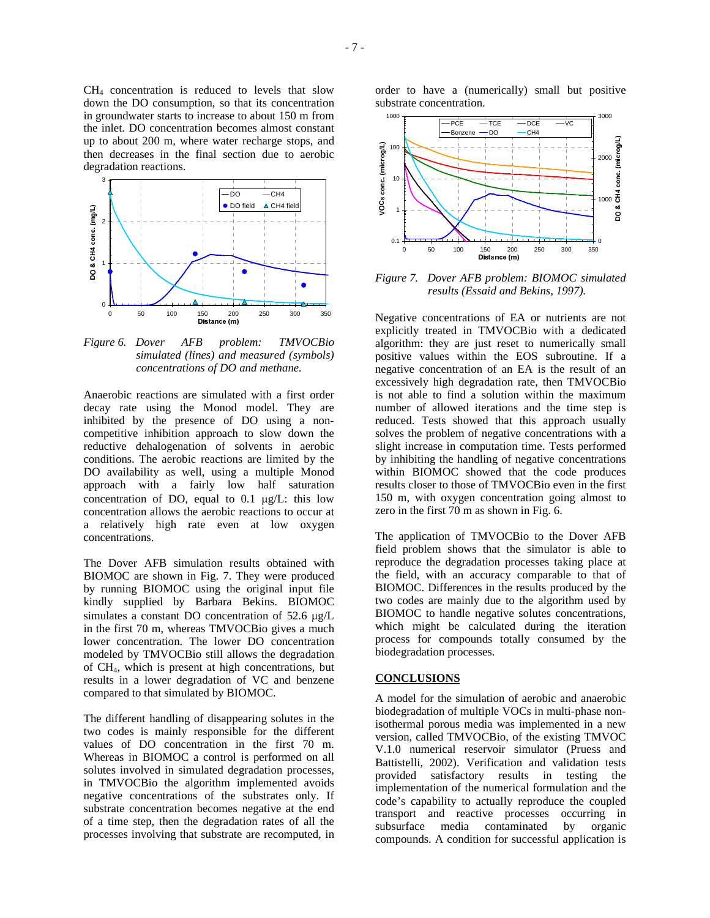$CH_4$ concentration is reduced to levels that slow down the DO consumption, so that its concentration in groundwater starts to increase to about 150 m from the inlet. DO concentration becomes almost constant up to about 200 m, where water recharge stops, and then decreases in the final section due to aerobic degradation reactions.

*Figure 6. Dover AFB problem: TMVOCBio simulated (lines) and measured (symbols) concentrations of DO and methane.*

Anaerobic reactions are simulated with a first order decay rate using the Monod model. They are inhibited by the presence of DO using a non-competitive inhibition approach to slow down the reductive dehalogenation of solvents in aerobic conditions. The aerobic reactions are limited by the DO availability as well, using a multiple Monod approach with a fairly low half saturation concentration of DO, equal to 0.1 μg/L: this low concentration allows the aerobic reactions to occur at a relatively high rate even at low oxygen concentrations.

The Dover AFB simulation results obtained with BIOMOC are shown in Fig. 7. They were produced by running BIOMOC using the original input file kindly supplied by Barbara Bekins. BIOMOC simulates a constant DO concentration of 52.6 μg/L in the first 70 m, whereas TMVOCBio gives a much lower concentration. The lower DO concentration modeled by TMVOCBio still allows the degradation of $CH_4$, which is present at high concentrations, but results in a lower degradation of VC and benzene compared to that simulated by BIOMOC.

The different handling of disappearing solutes in the two codes is mainly responsible for the different values of DO concentration in the first 70 m. Whereas in BIOMOC a control is performed on all solutes involved in simulated degradation processes, in TMVOCBio the algorithm implemented avoids negative concentrations of the substrates only. If substrate concentration becomes negative at the end of a time step, then the degradation rates of all the processes involving that substrate are recomputed, in order to have a (numerically) small but positive substrate concentration.

*Figure 7. Dover AFB problem: BIOMOC simulated results (Essaid and Bekins, 1997).*

Negative concentrations of EA or nutrients are not explicitly treated in TMVOCBio with a dedicated algorithm: they are just reset to numerically small positive values within the EOS subroutine. If a negative concentration of an EA is the result of an excessively high degradation rate, then TMVOCBio is not able to find a solution within the maximum number of allowed iterations and the time step is reduced. Tests showed that this approach usually solves the problem of negative concentrations with a slight increase in computation time. Tests performed by inhibiting the handling of negative concentrations within BIOMOC showed that the code produces results closer to those of TMVOCBio even in the first 150 m, with oxygen concentration going almost to zero in the first 70 m as shown in Fig. 6.

The application of TMVOCBio to the Dover AFB field problem shows that the simulator is able to reproduce the degradation processes taking place at the field, with an accuracy comparable to that of BIOMOC. Differences in the results produced by the two codes are mainly due to the algorithm used by BIOMOC to handle negative solutes concentrations, which might be calculated during the iteration process for compounds totally consumed by the biodegradation processes.

## CONCLUSIONS

A model for the simulation of aerobic and anaerobic biodegradation of multiple VOCs in multi-phase non-isothermal porous media was implemented in a new version, called TMVOCBio, of the existing TMVOC V.1.0 numerical reservoir simulator (Pruess and Battistelli, 2002). Verification and validation tests provided satisfactory results in testing the implementation of the numerical formulation and the code's capability to actually reproduce the coupled transport and reactive processes occurring in subsurface media contaminated by organic compounds. A condition for successful application is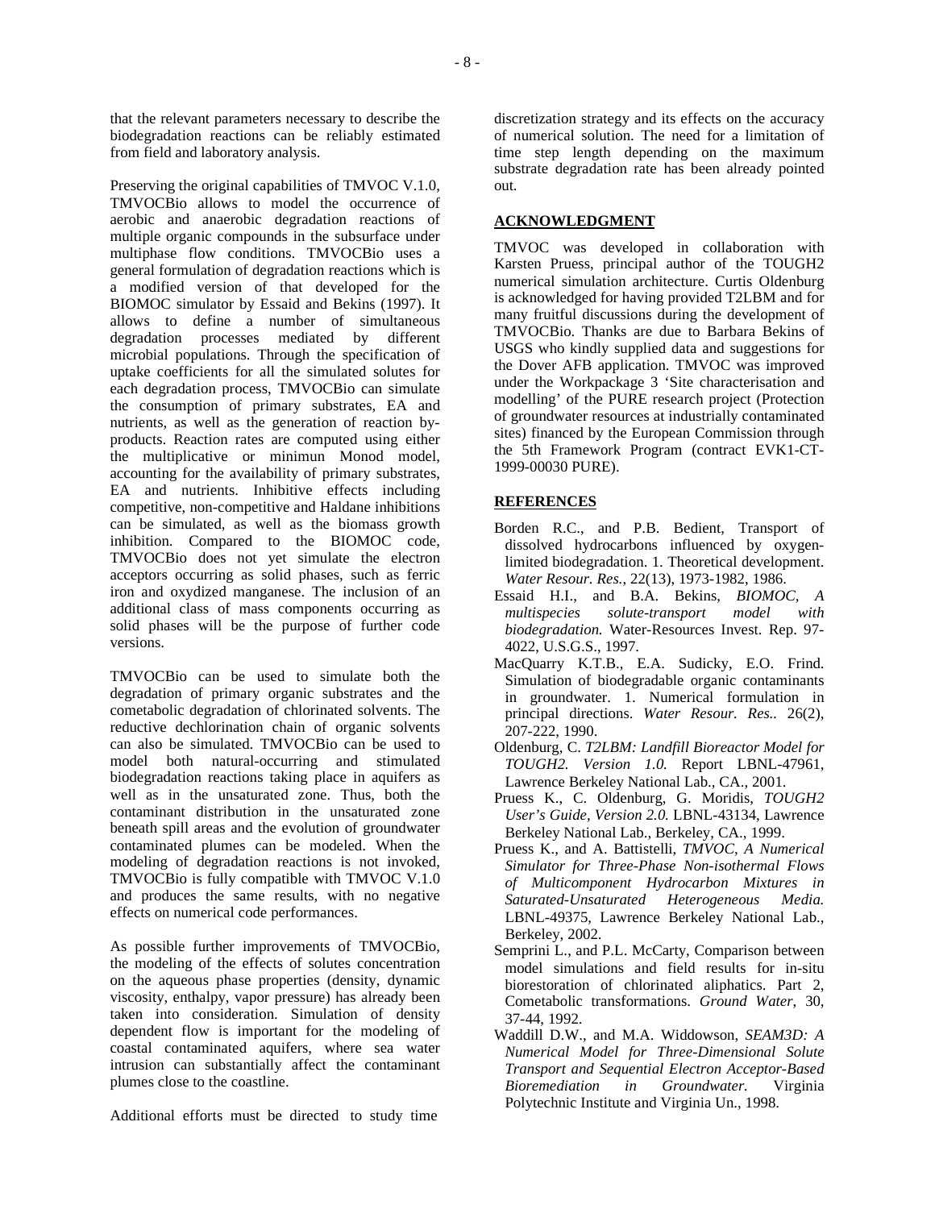that the relevant parameters necessary to describe the biodegradation reactions can be reliably estimated from field and laboratory analysis.

Preserving the original capabilities of TMVOC V.1.0, TMVOCBio allows to model the occurrence of aerobic and anaerobic degradation reactions of multiple organic compounds in the subsurface under multiphase flow conditions. TMVOCBio uses a general formulation of degradation reactions which is a modified version of that developed for the BIOMOC simulator by Essaid and Bekins (1997). It allows to define a number of simultaneous degradation processes mediated by different microbial populations. Through the specification of uptake coefficients for all the simulated solutes for each degradation process, TMVOCBio can simulate the consumption of primary substrates, EA and nutrients, as well as the generation of reaction by-products. Reaction rates are computed using either the multiplicative or minimun Monod model, accounting for the availability of primary substrates, EA and nutrients. Inhibitive effects including competitive, non-competitive and Haldane inhibitions can be simulated, as well as the biomass growth inhibition. Compared to the BIOMOC code, TMVOCBio does not yet simulate the electron acceptors occurring as solid phases, such as ferric iron and oxydized manganese. The inclusion of an additional class of mass components occurring as solid phases will be the purpose of further code versions.

TMVOCBio can be used to simulate both the degradation of primary organic substrates and the cometabolic degradation of chlorinated solvents. The reductive dechlorination chain of organic solvents can also be simulated. TMVOCBio can be used to model both natural-occurring and stimulated biodegradation reactions taking place in aquifers as well as in the unsaturated zone. Thus, both the contaminant distribution in the unsaturated zone beneath spill areas and the evolution of groundwater contaminated plumes can be modeled. When the modeling of degradation reactions is not invoked, TMVOCBio is fully compatible with TMVOC V.1.0 and produces the same results, with no negative effects on numerical code performances.

As possible further improvements of TMVOCBio, the modeling of the effects of solutes concentration on the aqueous phase properties (density, dynamic viscosity, enthalpy, vapor pressure) has already been taken into consideration. Simulation of density dependent flow is important for the modeling of coastal contaminated aquifers, where sea water intrusion can substantially affect the contaminant plumes close to the coastline.

Additional efforts must be directed to study time discretization strategy and its effects on the accuracy of numerical solution. The need for a limitation of time step length depending on the maximum substrate degradation rate has been already pointed out.

## ACKNOWLEDGMENT

TMVOC was developed in collaboration with Karsten Pruess, principal author of the TOUGH2 numerical simulation architecture. Curtis Oldenburg is acknowledged for having provided T2LBM and for many fruitful discussions during the development of TMVOCBio. Thanks are due to Barbara Bekins of USGS who kindly supplied data and suggestions for the Dover AFB application. TMVOC was improved under the Workpackage 3 'Site characterisation and modelling' of the PURE research project (Protection of groundwater resources at industrially contaminated sites) financed by the European Commission through the 5th Framework Program (contract EVK1-CT-1999-00030 PURE).

## REFERENCES

Borden R.C., and P.B. Bedient, Transport of dissolved hydrocarbons influenced by oxygen-limited biodegradation. 1. Theoretical development. *Water Resour. Res.*, 22(13), 1973-1982, 1986.

Essaid H.I., and B.A. Bekins, *BIOMOC, A multispecies solute-transport model with biodegradation.* Water-Resources Invest. Rep. 97-4022, U.S.G.S., 1997.

MacQuarry K.T.B., E.A. Sudicky, E.O. Frind. Simulation of biodegradable organic contaminants in groundwater. 1. Numerical formulation in principal directions. *Water Resour. Res.*. 26(2), 207-222, 1990.

Oldenburg, C. *T2LBM: Landfill Bioreactor Model for TOUGH2. Version 1.0.* Report LBNL-47961, Lawrence Berkeley National Lab., CA., 2001.

Pruess K., C. Oldenburg, G. Moridis, *TOUGH2 User's Guide, Version 2.0.* LBNL-43134, Lawrence Berkeley National Lab., Berkeley, CA., 1999.

Pruess K., and A. Battistelli, *TMVOC, A Numerical Simulator for Three-Phase Non-isothermal Flows of Multicomponent Hydrocarbon Mixtures in Saturated-Unsaturated Heterogeneous Media.* LBNL-49375, Lawrence Berkeley National Lab., Berkeley, 2002.

Semprini L., and P.L. McCarty, Comparison between model simulations and field results for in-situ biorestoration of chlorinated aliphatics. Part 2, Cometabolic transformations. *Ground Water*, 30, 37-44, 1992.

Waddill D.W., and M.A. Widdowson, *SEAM3D: A Numerical Model for Three-Dimensional Solute Transport and Sequential Electron Acceptor-Based Bioremediation in Groundwater.* Virginia Polytechnic Institute and Virginia Un., 1998.